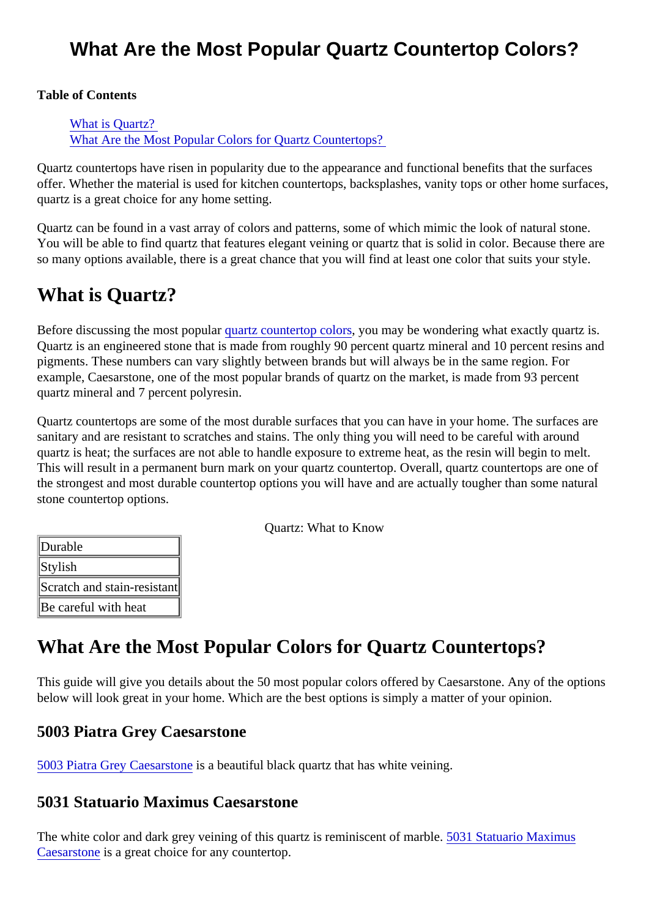# What Are the Most Popular Quartz Countertop Colors?

**Table of Contents**

- What is Quartz?
- What Are the Most Popular Colors for Quartz Countertops?

Quartz countertops have risen in popularity due to the appearance and functional benefits that the surfaces offer. Whether the material is used for kitchen countertops, backsplashes, vanity tops or other home surfaces, quartz is a great choice for any home setting.

Quartz can be found in a vast array of colors and patterns, some of which mimic the look of natural stone. You will be able to find quartz that features elegant veining or quartz that is solid in color. Because there are so many options available, there is a great chance that you will find at least one color that suits your style.

## What is Quartz?

Before discussing the most popular quartz countertop colors, you may be wondering what exactly quartz is. Quartz is an engineered stone that is made from roughly 90 percent quartz mineral and 10 percent resins and pigments. These numbers can vary slightly between brands but will always be in the same region. For example, Caesarstone, one of the most popular brands of quartz on the market, is made from 93 percent quartz mineral and 7 percent polyresin.

Quartz countertops are some of the most durable surfaces that you can have in your home. The surfaces are sanitary and are resistant to scratches and stains. The only thing you will need to be careful with around quartz is heat; the surfaces are not able to handle exposure to extreme heat, as the resin will begin to melt. This will result in a permanent burn mark on your quartz countertop. Overall, quartz countertops are one of the strongest and most durable countertop options you will have and are actually tougher than some natural stone countertop options.

Quartz: What to Know

| Quartz: What to Know |
| --- |
| Durable |
| Stylish |
| Scratch and stain-resistant |
| Be careful with heat |

## What Are the Most Popular Colors for Quartz Countertops?

This guide will give you details about the 50 most popular colors offered by Caesarstone. Any of the options below will look great in your home. Which are the best options is simply a matter of your opinion.

### 5003 Piatra Grey Caesarstone

5003 Piatra Grey Caesarstone is a beautiful black quartz that has white veining.

### 5031 Statuario Maximus Caesarstone

The white color and dark grey veining of this quartz is reminiscent of marble. 5031 Statuario Maximus Caesarstone is a great choice for any countertop.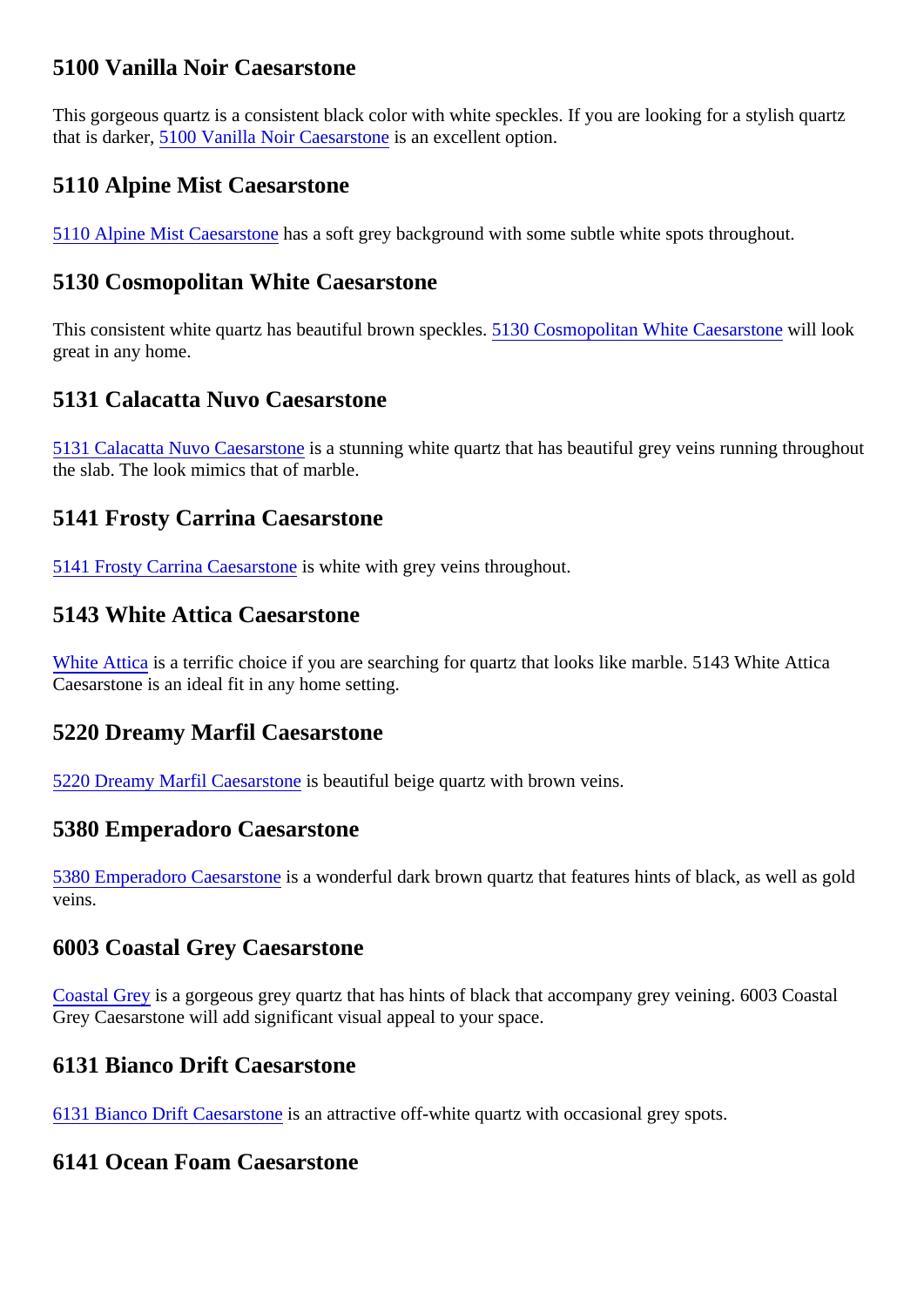## 5100 Vanilla Noir Caesarstone

This gorgeous quartz is a consistent black color with white speckles. If you are looking for a stylish quartz that is darker, 5100 Vanilla Noir Caesarstone is an excellent option.

## 5110 Alpine Mist Caesarstone

5110 Alpine Mist Caesarstone has a soft grey background with some subtle white spots throughout.

## 5130 Cosmopolitan White Caesarstone

This consistent white quartz has beautiful brown speckles. 5130 Cosmopolitan White Caesarstone will look great in any home.

## 5131 Calacatta Nuvo Caesarstone

5131 Calacatta Nuvo Caesarstone is a stunning white quartz that has beautiful grey veins running throughout the slab. The look mimics that of marble.

## 5141 Frosty Carrina Caesarstone

5141 Frosty Carrina Caesarstone is white with grey veins throughout.

## 5143 White Attica Caesarstone

White Attica is a terrific choice if you are searching for quartz that looks like marble. 5143 White Attica Caesarstone is an ideal fit in any home setting.

## 5220 Dreamy Marfil Caesarstone

5220 Dreamy Marfil Caesarstone is beautiful beige quartz with brown veins.

## 5380 Emperadoro Caesarstone

5380 Emperadoro Caesarstone is a wonderful dark brown quartz that features hints of black, as well as gold veins.

## 6003 Coastal Grey Caesarstone

Coastal Grey is a gorgeous grey quartz that has hints of black that accompany grey veining. 6003 Coastal Grey Caesarstone will add significant visual appeal to your space.

## 6131 Bianco Drift Caesarstone

6131 Bianco Drift Caesarstone is an attractive off-white quartz with occasional grey spots.

## 6141 Ocean Foam Caesarstone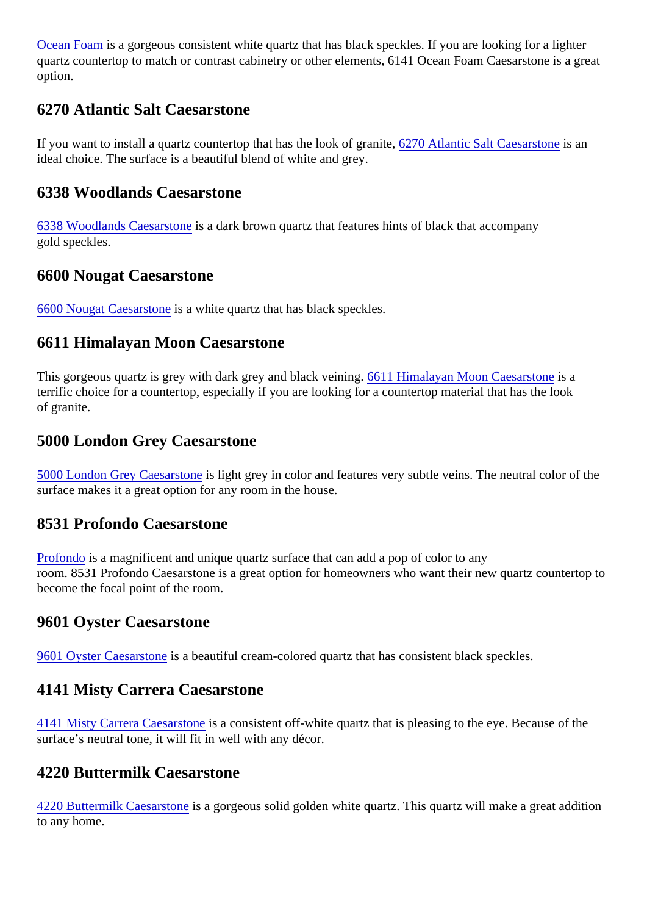Ocean Foam is a gorgeous consistent white quartz that has black speckles. If you are looking for a lighter quartz countertop to match or contrast cabinetry or other elements, 6141 Ocean Foam Caesarstone is a great option.

## 6270 Atlantic Salt Caesarstone

If you want to install a quartz countertop that has the look of granite, 6270 Atlantic Salt Caesarstone is an ideal choice. The surface is a beautiful blend of white and grey.

## 6338 Woodlands Caesarstone

6338 Woodlands Caesarstone is a dark brown quartz that features hints of black that accompany gold speckles.

## 6600 Nougat Caesarstone

6600 Nougat Caesarstone is a white quartz that has black speckles.

## 6611 Himalayan Moon Caesarstone

This gorgeous quartz is grey with dark grey and black veining. 6611 Himalayan Moon Caesarstone is a terrific choice for a countertop, especially if you are looking for a countertop material that has the look of granite.

## 5000 London Grey Caesarstone

5000 London Grey Caesarstone is light grey in color and features very subtle veins. The neutral color of the surface makes it a great option for any room in the house.

## 8531 Profondo Caesarstone

Profondo is a magnificent and unique quartz surface that can add a pop of color to any room. 8531 Profondo Caesarstone is a great option for homeowners who want their new quartz countertop to become the focal point of the room.

## 9601 Oyster Caesarstone

9601 Oyster Caesarstone is a beautiful cream-colored quartz that has consistent black speckles.

## 4141 Misty Carrera Caesarstone

4141 Misty Carrera Caesarstone is a consistent off-white quartz that is pleasing to the eye. Because of the surface's neutral tone, it will fit in well with any décor.

## 4220 Buttermilk Caesarstone

4220 Buttermilk Caesarstone is a gorgeous solid golden white quartz. This quartz will make a great addition to any home.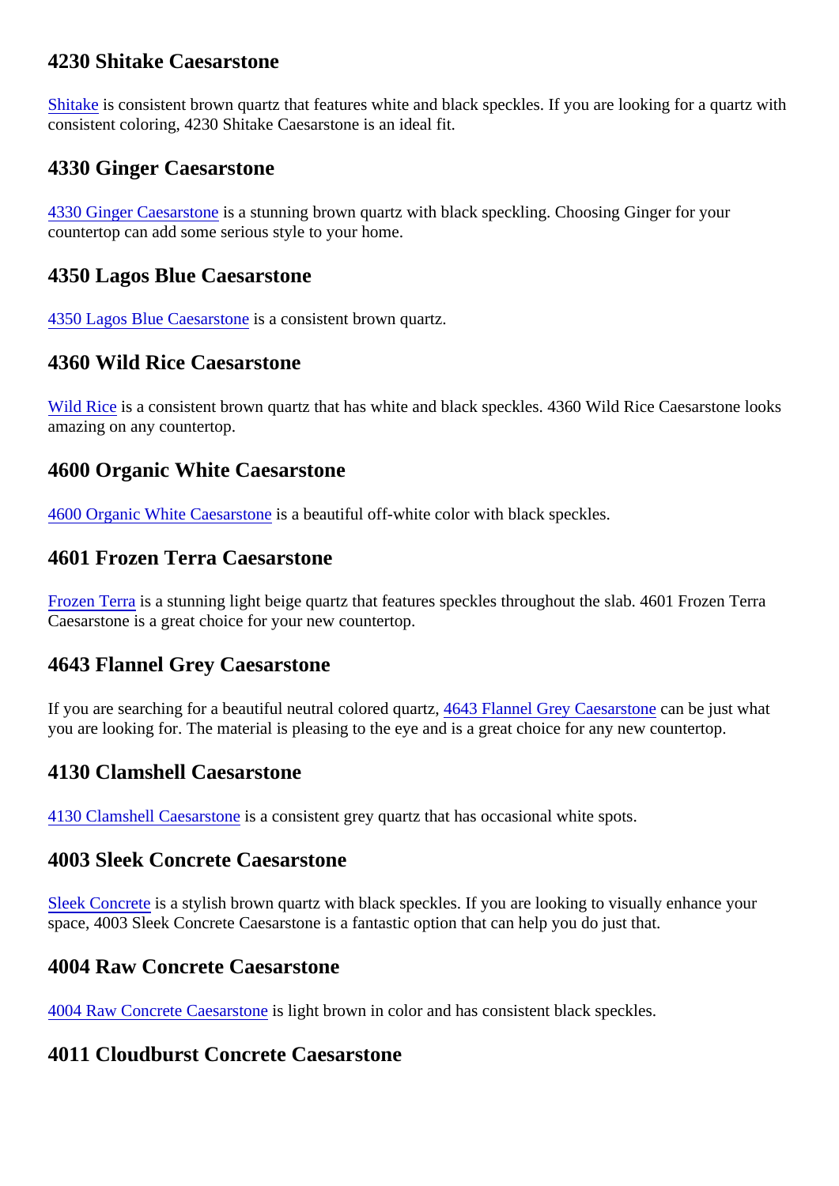## 4230 Shitake Caesarstone

Shitake is consistent brown quartz that features white and black speckles. If you are looking for a quartz with consistent coloring, 4230 Shitake Caesarstone is an ideal fit.

## 4330 Ginger Caesarstone

4330 Ginger Caesarstone is a stunning brown quartz with black speckling. Choosing Ginger for your countertop can add some serious style to your home.

## 4350 Lagos Blue Caesarstone

4350 Lagos Blue Caesarstone is a consistent brown quartz.

## 4360 Wild Rice Caesarstone

Wild Rice is a consistent brown quartz that has white and black speckles. 4360 Wild Rice Caesarstone looks amazing on any countertop.

## 4600 Organic White Caesarstone

4600 Organic White Caesarstone is a beautiful off-white color with black speckles.

## 4601 Frozen Terra Caesarstone

Frozen Terra is a stunning light beige quartz that features speckles throughout the slab. 4601 Frozen Terra Caesarstone is a great choice for your new countertop.

## 4643 Flannel Grey Caesarstone

If you are searching for a beautiful neutral colored quartz, 4643 Flannel Grey Caesarstone can be just what you are looking for. The material is pleasing to the eye and is a great choice for any new countertop.

## 4130 Clamshell Caesarstone

4130 Clamshell Caesarstone is a consistent grey quartz that has occasional white spots.

## 4003 Sleek Concrete Caesarstone

Sleek Concrete is a stylish brown quartz with black speckles. If you are looking to visually enhance your space, 4003 Sleek Concrete Caesarstone is a fantastic option that can help you do just that.

## 4004 Raw Concrete Caesarstone

4004 Raw Concrete Caesarstone is light brown in color and has consistent black speckles.

## 4011 Cloudburst Concrete Caesarstone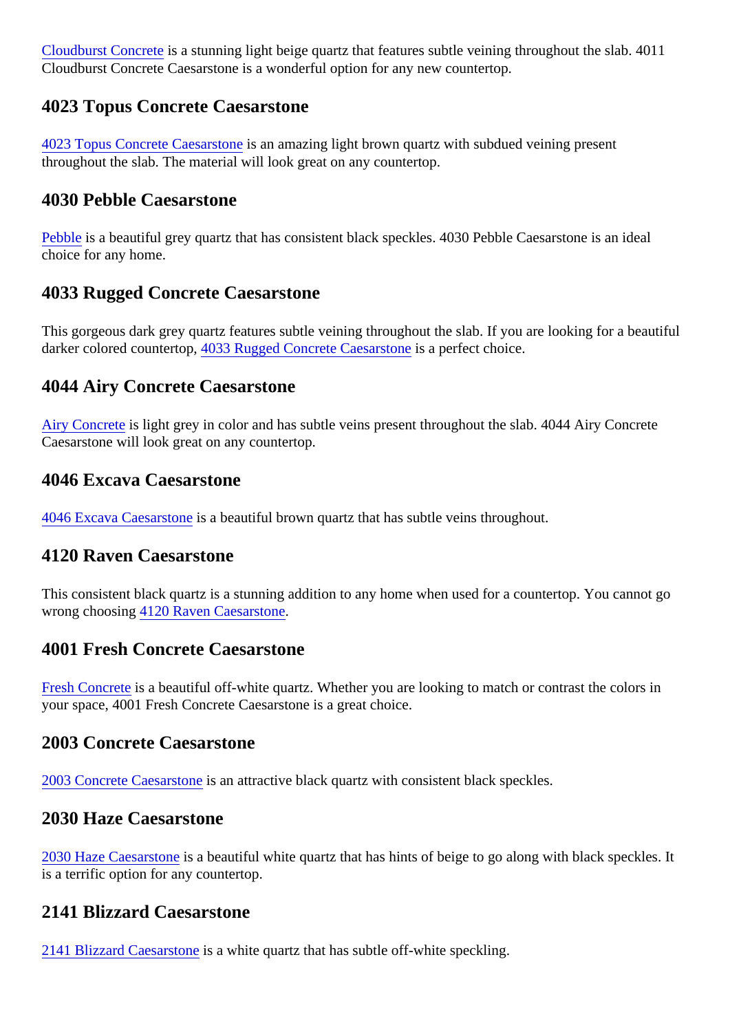Cloudburst Concrete is a stunning light beige quartz that features subtle veining throughout the slab. 4011 Cloudburst Concrete Caesarstone is a wonderful option for any new countertop.

## 4023 Topus Concrete Caesarstone

4023 Topus Concrete Caesarstone is an amazing light brown quartz with subdued veining present throughout the slab. The material will look great on any countertop.

## 4030 Pebble Caesarstone

Pebble is a beautiful grey quartz that has consistent black speckles. 4030 Pebble Caesarstone is an ideal choice for any home.

## 4033 Rugged Concrete Caesarstone

This gorgeous dark grey quartz features subtle veining throughout the slab. If you are looking for a beautiful darker colored countertop, 4033 Rugged Concrete Caesarstone is a perfect choice.

## 4044 Airy Concrete Caesarstone

Airy Concrete is light grey in color and has subtle veins present throughout the slab. 4044 Airy Concrete Caesarstone will look great on any countertop.

## 4046 Excava Caesarstone

4046 Excava Caesarstone is a beautiful brown quartz that has subtle veins throughout.

## 4120 Raven Caesarstone

This consistent black quartz is a stunning addition to any home when used for a countertop. You cannot go wrong choosing 4120 Raven Caesarstone.

## 4001 Fresh Concrete Caesarstone

Fresh Concrete is a beautiful off-white quartz. Whether you are looking to match or contrast the colors in your space, 4001 Fresh Concrete Caesarstone is a great choice.

## 2003 Concrete Caesarstone

2003 Concrete Caesarstone is an attractive black quartz with consistent black speckles.

## 2030 Haze Caesarstone

2030 Haze Caesarstone is a beautiful white quartz that has hints of beige to go along with black speckles. It is a terrific option for any countertop.

## 2141 Blizzard Caesarstone

2141 Blizzard Caesarstone is a white quartz that has subtle off-white speckling.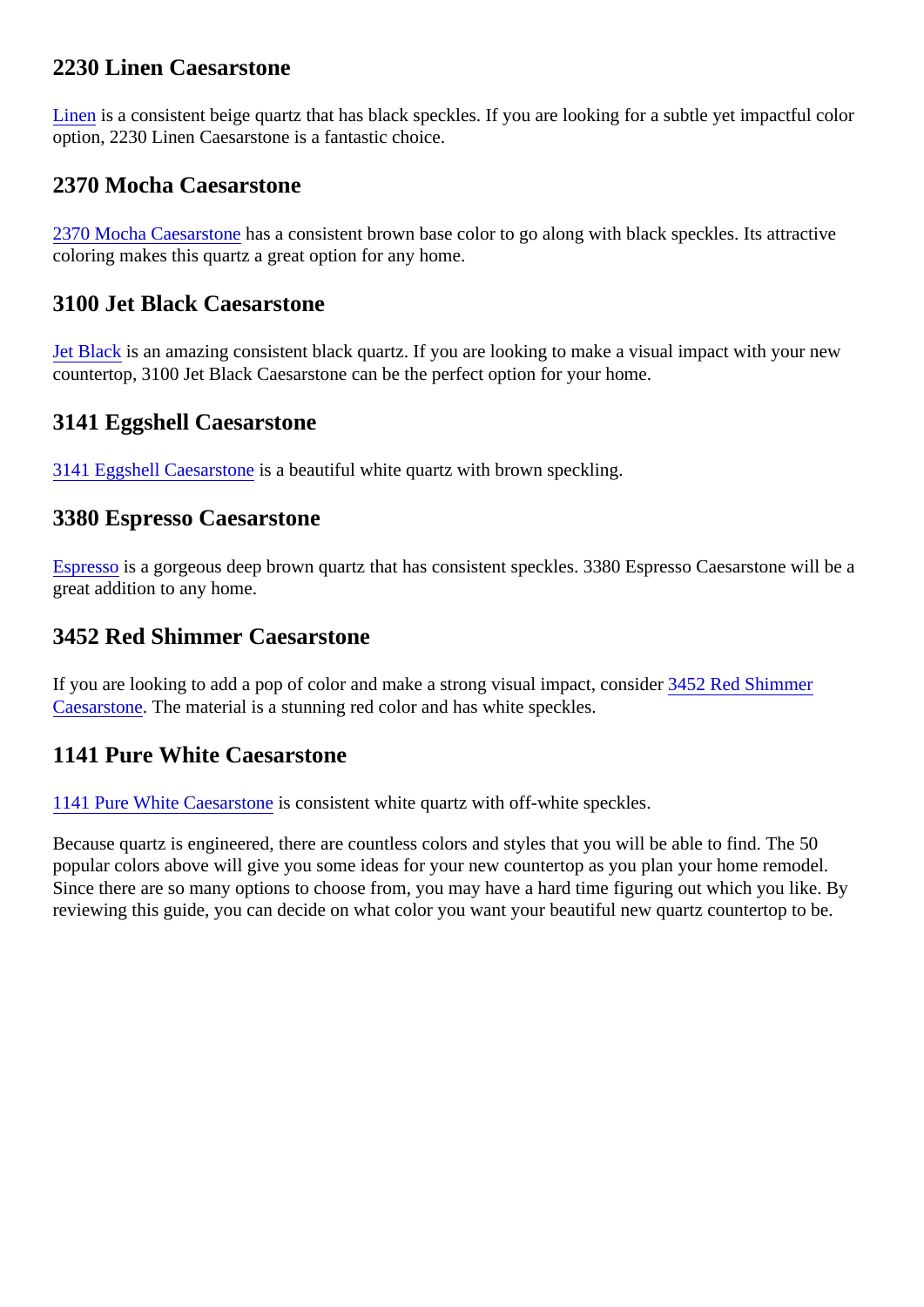## 2230 Linen Caesarstone

Linen is a consistent beige quartz that has black speckles. If you are looking for a subtle yet impactful color option, 2230 Linen Caesarstone is a fantastic choice.

## 2370 Mocha Caesarstone

2370 Mocha Caesarstone has a consistent brown base color to go along with black speckles. Its attractive coloring makes this quartz a great option for any home.

## 3100 Jet Black Caesarstone

Jet Black is an amazing consistent black quartz. If you are looking to make a visual impact with your new countertop, 3100 Jet Black Caesarstone can be the perfect option for your home.

## 3141 Eggshell Caesarstone

3141 Eggshell Caesarstone is a beautiful white quartz with brown speckling.

## 3380 Espresso Caesarstone

Espresso is a gorgeous deep brown quartz that has consistent speckles. 3380 Espresso Caesarstone will be a great addition to any home.

## 3452 Red Shimmer Caesarstone

If you are looking to add a pop of color and make a strong visual impact, consider 3452 Red Shimmer Caesarstone. The material is a stunning red color and has white speckles.

## 1141 Pure White Caesarstone

1141 Pure White Caesarstone is consistent white quartz with off-white speckles.

Because quartz is engineered, there are countless colors and styles that you will be able to find. The 50 popular colors above will give you some ideas for your new countertop as you plan your home remodel. Since there are so many options to choose from, you may have a hard time figuring out which you like. By reviewing this guide, you can decide on what color you want your beautiful new quartz countertop to be.